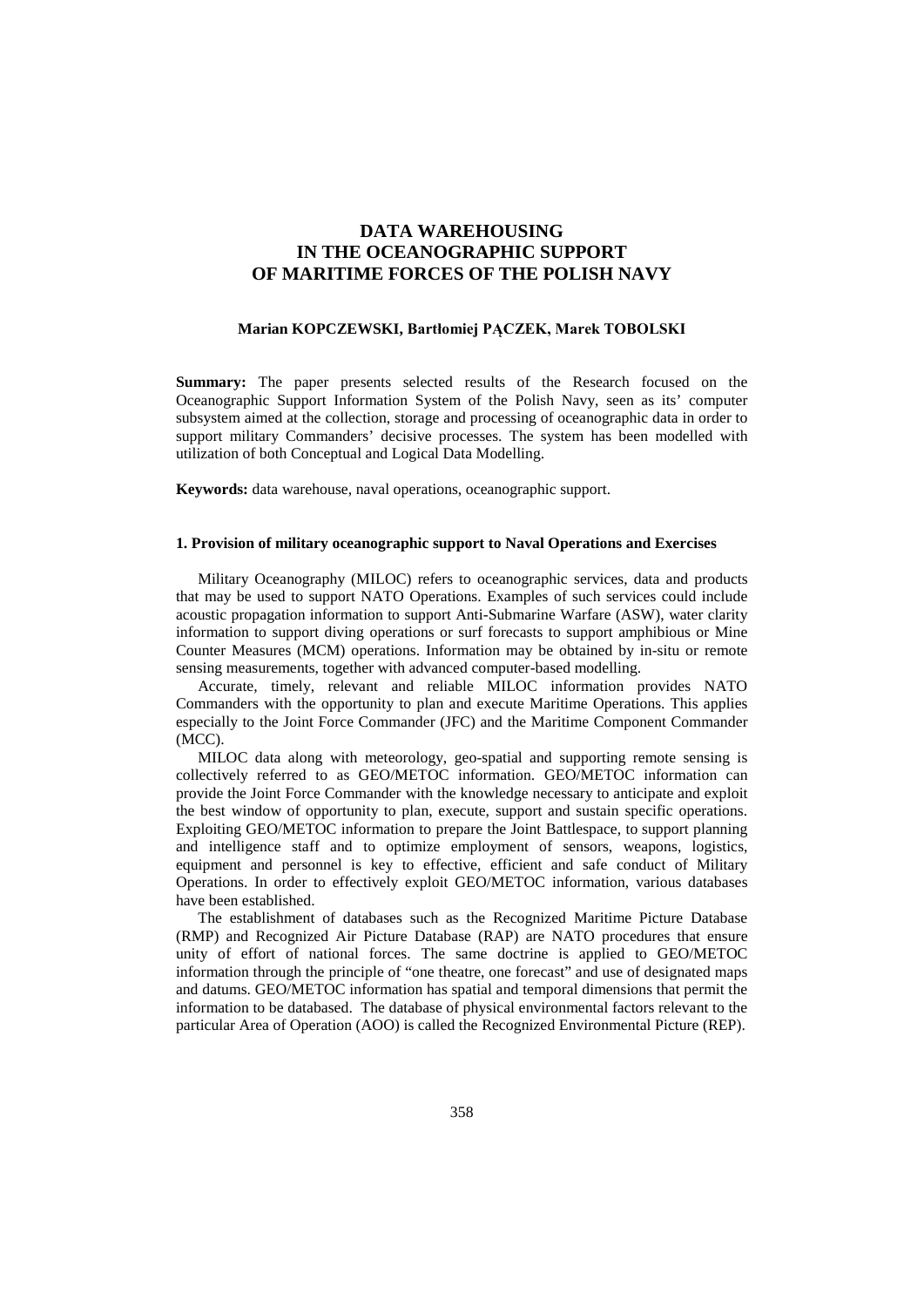# DATA WAREHOUSING IN THE OCEANOGRAPHIC SUPPORT OF MARITIME FORCES OF THE POLISH NAVY

**Marian KOPCZEWSKI, Bartłomiej PĄCZEK, Marek TOBOLSKI**

**Summary:** The paper presents selected results of the Research focused on the Oceanographic Support Information System of the Polish Navy, seen as its' computer subsystem aimed at the collection, storage and processing of oceanographic data in order to support military Commanders' decisive processes. The system has been modelled with utilization of both Conceptual and Logical Data Modelling.

**Keywords:** data warehouse, naval operations, oceanographic support.

## 1. Provision of military oceanographic support to Naval Operations and Exercises

Military Oceanography (MILOC) refers to oceanographic services, data and products that may be used to support NATO Operations. Examples of such services could include acoustic propagation information to support Anti-Submarine Warfare (ASW), water clarity information to support diving operations or surf forecasts to support amphibious or Mine Counter Measures (MCM) operations. Information may be obtained by in-situ or remote sensing measurements, together with advanced computer-based modelling.

Accurate, timely, relevant and reliable MILOC information provides NATO Commanders with the opportunity to plan and execute Maritime Operations. This applies especially to the Joint Force Commander (JFC) and the Maritime Component Commander (MCC).

MILOC data along with meteorology, geo-spatial and supporting remote sensing is collectively referred to as GEO/METOC information. GEO/METOC information can provide the Joint Force Commander with the knowledge necessary to anticipate and exploit the best window of opportunity to plan, execute, support and sustain specific operations. Exploiting GEO/METOC information to prepare the Joint Battlespace, to support planning and intelligence staff and to optimize employment of sensors, weapons, logistics, equipment and personnel is key to effective, efficient and safe conduct of Military Operations. In order to effectively exploit GEO/METOC information, various databases have been established.

The establishment of databases such as the Recognized Maritime Picture Database (RMP) and Recognized Air Picture Database (RAP) are NATO procedures that ensure unity of effort of national forces. The same doctrine is applied to GEO/METOC information through the principle of "one theatre, one forecast" and use of designated maps and datums. GEO/METOC information has spatial and temporal dimensions that permit the information to be databased. The database of physical environmental factors relevant to the particular Area of Operation (AOO) is called the Recognized Environmental Picture (REP).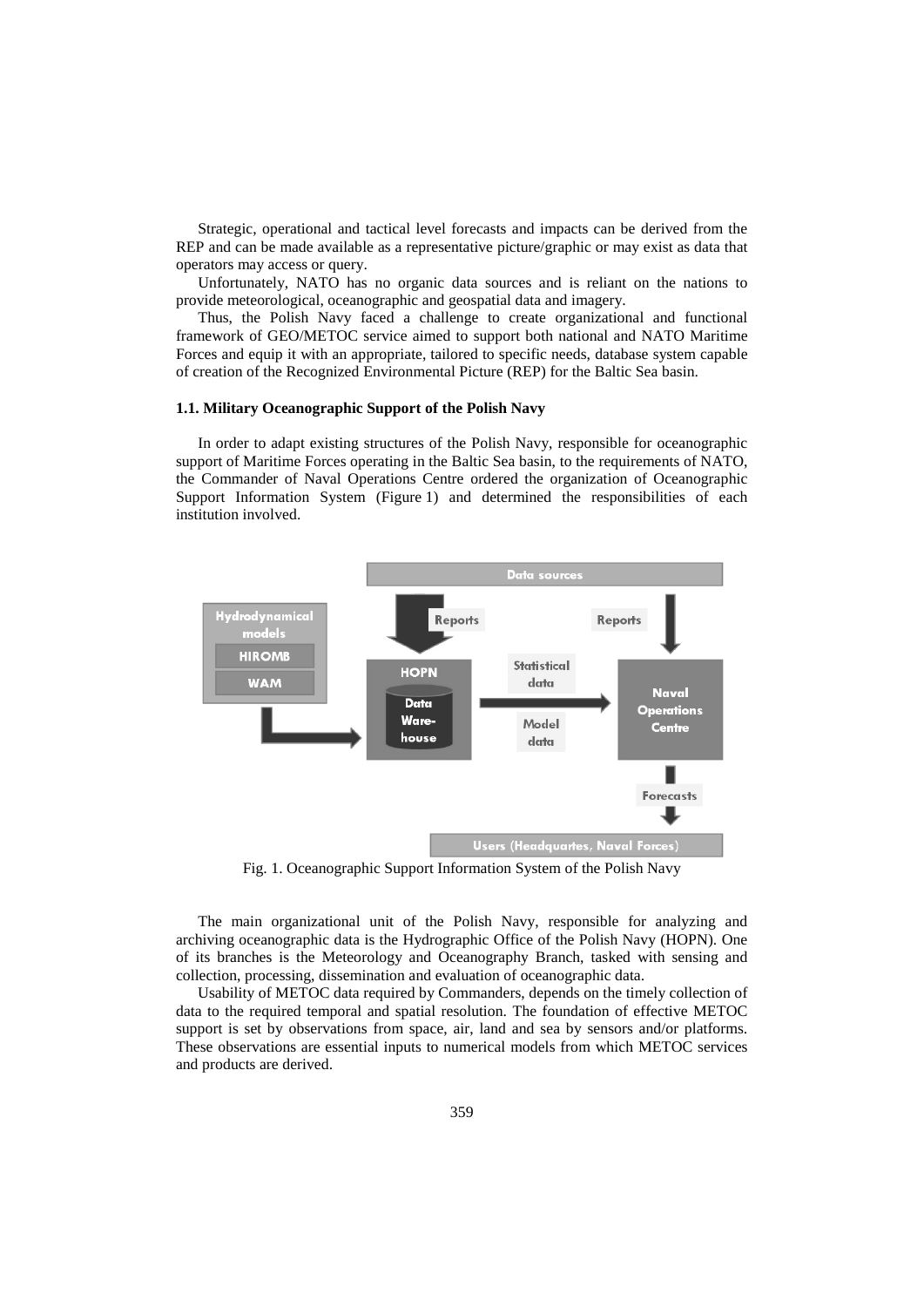Strategic, operational and tactical level forecasts and impacts can be derived from the REP and can be made available as a representative picture/graphic or may exist as data that operators may access or query.

Unfortunately, NATO has no organic data sources and is reliant on the nations to provide meteorological, oceanographic and geospatial data and imagery.

Thus, the Polish Navy faced a challenge to create organizational and functional framework of GEO/METOC service aimed to support both national and NATO Maritime Forces and equip it with an appropriate, tailored to specific needs, database system capable of creation of the Recognized Environmental Picture (REP) for the Baltic Sea basin.

### 1.1. Military Oceanographic Support of the Polish Navy

In order to adapt existing structures of the Polish Navy, responsible for oceanographic support of Maritime Forces operating in the Baltic Sea basin, to the requirements of NATO, the Commander of Naval Operations Centre ordered the organization of Oceanographic Support Information System (Figure 1) and determined the responsibilities of each institution involved.

Fig. 1. Oceanographic Support Information System of the Polish Navy

The main organizational unit of the Polish Navy, responsible for analyzing and archiving oceanographic data is the Hydrographic Office of the Polish Navy (HOPN). One of its branches is the Meteorology and Oceanography Branch, tasked with sensing and collection, processing, dissemination and evaluation of oceanographic data.

Usability of METOC data required by Commanders, depends on the timely collection of data to the required temporal and spatial resolution. The foundation of effective METOC support is set by observations from space, air, land and sea by sensors and/or platforms. These observations are essential inputs to numerical models from which METOC services and products are derived.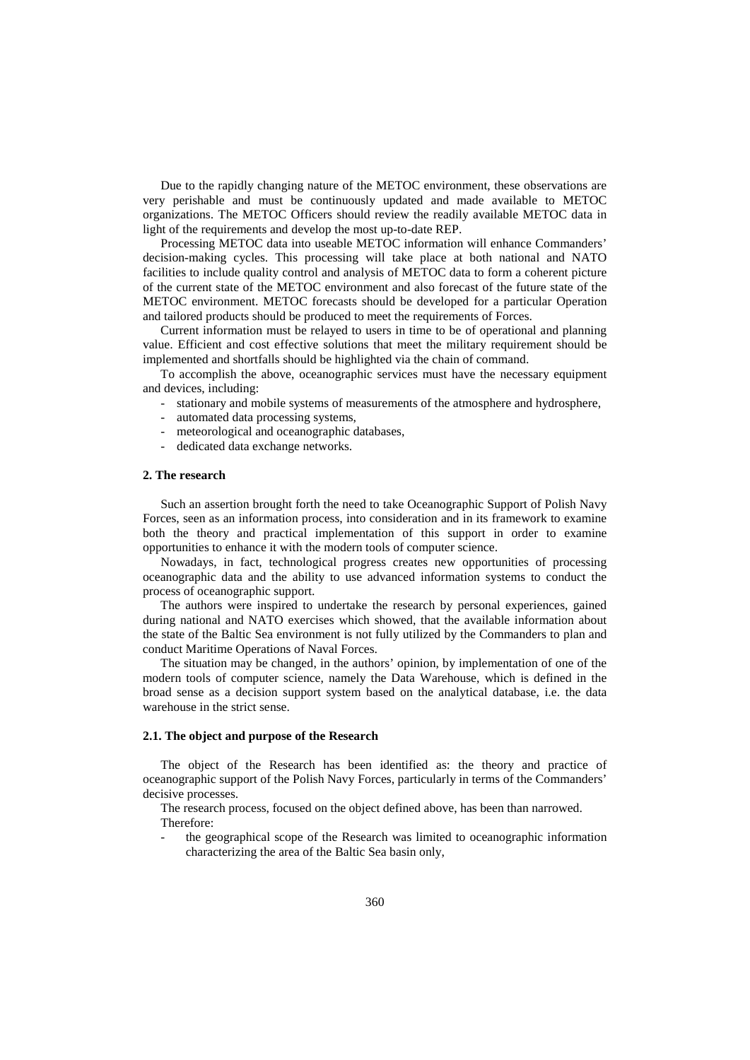Due to the rapidly changing nature of the METOC environment, these observations are very perishable and must be continuously updated and made available to METOC organizations. The METOC Officers should review the readily available METOC data in light of the requirements and develop the most up-to-date REP.

Processing METOC data into useable METOC information will enhance Commanders' decision-making cycles. This processing will take place at both national and NATO facilities to include quality control and analysis of METOC data to form a coherent picture of the current state of the METOC environment and also forecast of the future state of the METOC environment. METOC forecasts should be developed for a particular Operation and tailored products should be produced to meet the requirements of Forces.

Current information must be relayed to users in time to be of operational and planning value. Efficient and cost effective solutions that meet the military requirement should be implemented and shortfalls should be highlighted via the chain of command.

To accomplish the above, oceanographic services must have the necessary equipment and devices, including:

- stationary and mobile systems of measurements of the atmosphere and hydrosphere,
- automated data processing systems,
- meteorological and oceanographic databases,
- dedicated data exchange networks.

## 2. The research

Such an assertion brought forth the need to take Oceanographic Support of Polish Navy Forces, seen as an information process, into consideration and in its framework to examine both the theory and practical implementation of this support in order to examine opportunities to enhance it with the modern tools of computer science.

Nowadays, in fact, technological progress creates new opportunities of processing oceanographic data and the ability to use advanced information systems to conduct the process of oceanographic support.

The authors were inspired to undertake the research by personal experiences, gained during national and NATO exercises which showed, that the available information about the state of the Baltic Sea environment is not fully utilized by the Commanders to plan and conduct Maritime Operations of Naval Forces.

The situation may be changed, in the authors' opinion, by implementation of one of the modern tools of computer science, namely the Data Warehouse, which is defined in the broad sense as a decision support system based on the analytical database, i.e. the data warehouse in the strict sense.

### 2.1. The object and purpose of the Research

The object of the Research has been identified as: the theory and practice of oceanographic support of the Polish Navy Forces, particularly in terms of the Commanders' decisive processes.

The research process, focused on the object defined above, has been than narrowed. Therefore:

- the geographical scope of the Research was limited to oceanographic information characterizing the area of the Baltic Sea basin only,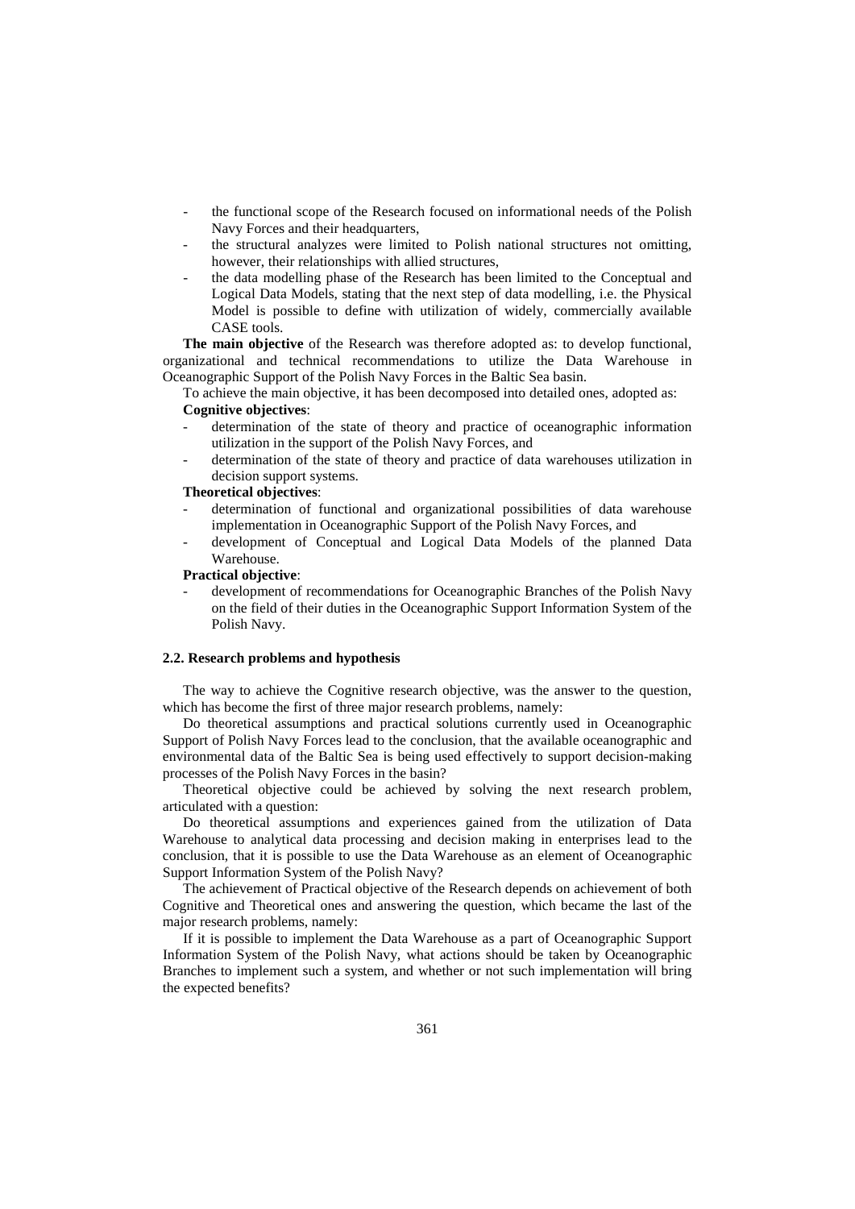- the functional scope of the Research focused on informational needs of the Polish Navy Forces and their headquarters,
- the structural analyzes were limited to Polish national structures not omitting, however, their relationships with allied structures,
- the data modelling phase of the Research has been limited to the Conceptual and Logical Data Models, stating that the next step of data modelling, i.e. the Physical Model is possible to define with utilization of widely, commercially available CASE tools.

**The main objective** of the Research was therefore adopted as: to develop functional, organizational and technical recommendations to utilize the Data Warehouse in Oceanographic Support of the Polish Navy Forces in the Baltic Sea basin.

To achieve the main objective, it has been decomposed into detailed ones, adopted as:

**Cognitive objectives**:

- determination of the state of theory and practice of oceanographic information utilization in the support of the Polish Navy Forces, and
- determination of the state of theory and practice of data warehouses utilization in decision support systems.

**Theoretical objectives**:

- determination of functional and organizational possibilities of data warehouse implementation in Oceanographic Support of the Polish Navy Forces, and
- development of Conceptual and Logical Data Models of the planned Data Warehouse.

**Practical objective**:

- development of recommendations for Oceanographic Branches of the Polish Navy on the field of their duties in the Oceanographic Support Information System of the Polish Navy.

### 2.2. Research problems and hypothesis

The way to achieve the Cognitive research objective, was the answer to the question, which has become the first of three major research problems, namely:

Do theoretical assumptions and practical solutions currently used in Oceanographic Support of Polish Navy Forces lead to the conclusion, that the available oceanographic and environmental data of the Baltic Sea is being used effectively to support decision-making processes of the Polish Navy Forces in the basin?

Theoretical objective could be achieved by solving the next research problem, articulated with a question:

Do theoretical assumptions and experiences gained from the utilization of Data Warehouse to analytical data processing and decision making in enterprises lead to the conclusion, that it is possible to use the Data Warehouse as an element of Oceanographic Support Information System of the Polish Navy?

The achievement of Practical objective of the Research depends on achievement of both Cognitive and Theoretical ones and answering the question, which became the last of the major research problems, namely:

If it is possible to implement the Data Warehouse as a part of Oceanographic Support Information System of the Polish Navy, what actions should be taken by Oceanographic Branches to implement such a system, and whether or not such implementation will bring the expected benefits?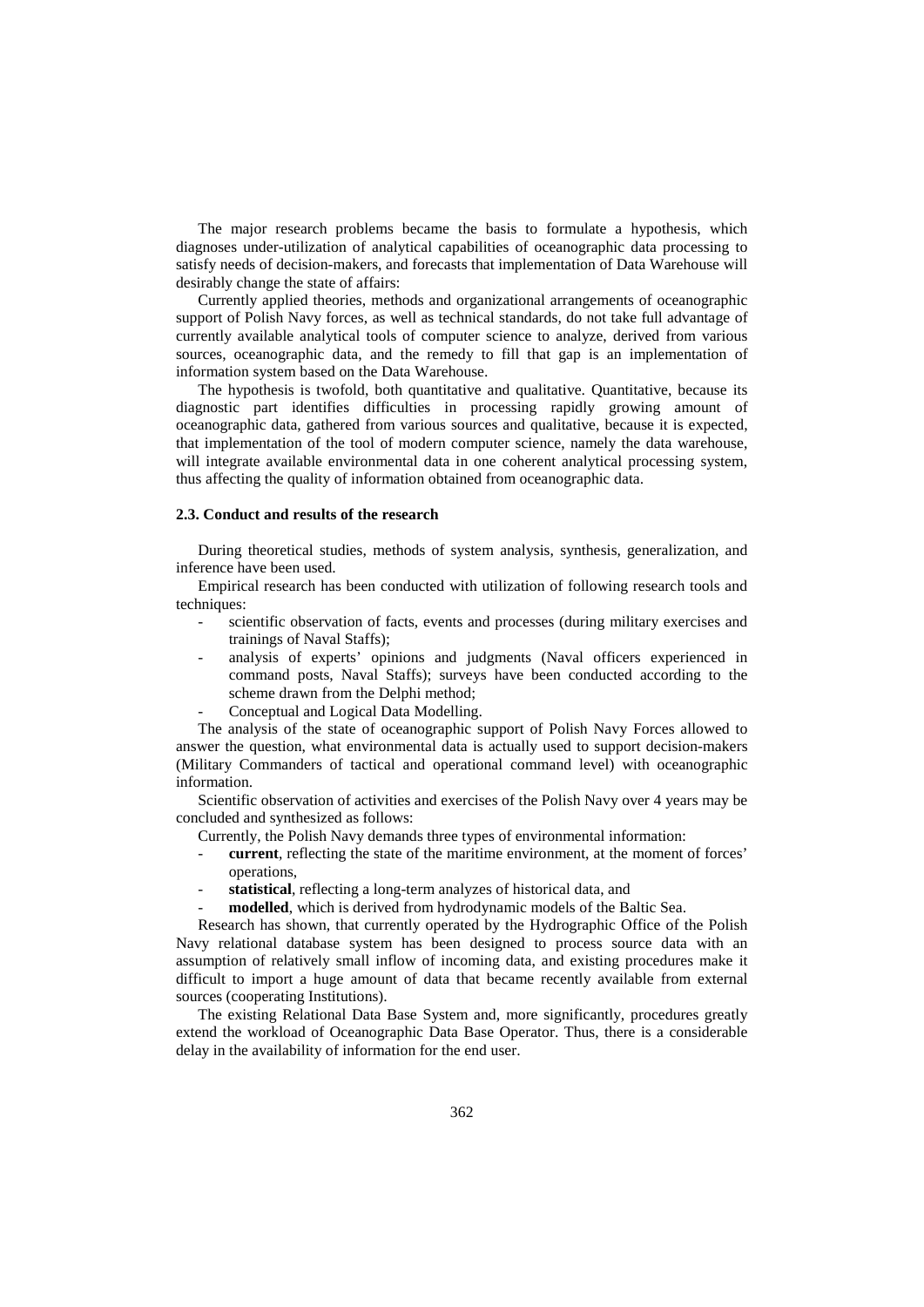The major research problems became the basis to formulate a hypothesis, which diagnoses under-utilization of analytical capabilities of oceanographic data processing to satisfy needs of decision-makers, and forecasts that implementation of Data Warehouse will desirably change the state of affairs:

Currently applied theories, methods and organizational arrangements of oceanographic support of Polish Navy forces, as well as technical standards, do not take full advantage of currently available analytical tools of computer science to analyze, derived from various sources, oceanographic data, and the remedy to fill that gap is an implementation of information system based on the Data Warehouse.

The hypothesis is twofold, both quantitative and qualitative. Quantitative, because its diagnostic part identifies difficulties in processing rapidly growing amount of oceanographic data, gathered from various sources and qualitative, because it is expected, that implementation of the tool of modern computer science, namely the data warehouse, will integrate available environmental data in one coherent analytical processing system, thus affecting the quality of information obtained from oceanographic data.

### 2.3. Conduct and results of the research

During theoretical studies, methods of system analysis, synthesis, generalization, and inference have been used.

Empirical research has been conducted with utilization of following research tools and techniques:

- scientific observation of facts, events and processes (during military exercises and trainings of Naval Staffs);
- analysis of experts' opinions and judgments (Naval officers experienced in command posts, Naval Staffs); surveys have been conducted according to the scheme drawn from the Delphi method;
- Conceptual and Logical Data Modelling.

The analysis of the state of oceanographic support of Polish Navy Forces allowed to answer the question, what environmental data is actually used to support decision-makers (Military Commanders of tactical and operational command level) with oceanographic information.

Scientific observation of activities and exercises of the Polish Navy over 4 years may be concluded and synthesized as follows:

Currently, the Polish Navy demands three types of environmental information:

- **current**, reflecting the state of the maritime environment, at the moment of forces' operations,
- **statistical**, reflecting a long-term analyzes of historical data, and
- **modelled**, which is derived from hydrodynamic models of the Baltic Sea.

Research has shown, that currently operated by the Hydrographic Office of the Polish Navy relational database system has been designed to process source data with an assumption of relatively small inflow of incoming data, and existing procedures make it difficult to import a huge amount of data that became recently available from external sources (cooperating Institutions).

The existing Relational Data Base System and, more significantly, procedures greatly extend the workload of Oceanographic Data Base Operator. Thus, there is a considerable delay in the availability of information for the end user.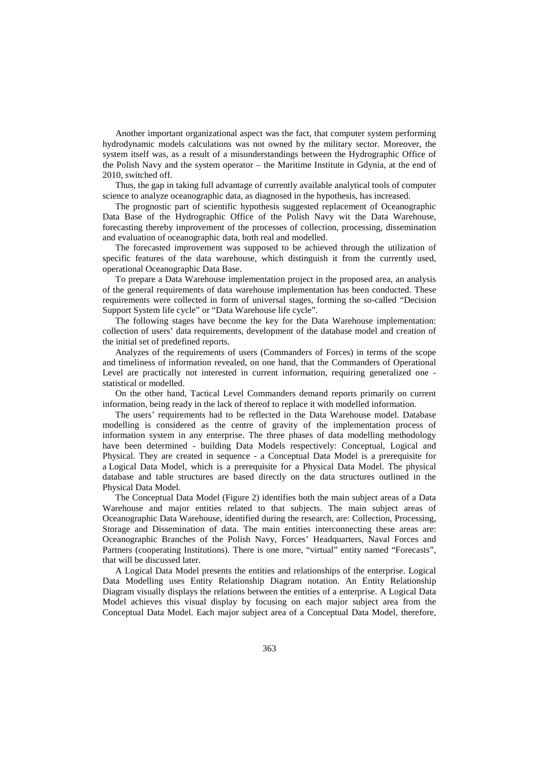Another important organizational aspect was the fact, that computer system performing hydrodynamic models calculations was not owned by the military sector. Moreover, the system itself was, as a result of a misunderstandings between the Hydrographic Office of the Polish Navy and the system operator – the Maritime Institute in Gdynia, at the end of 2010, switched off.

Thus, the gap in taking full advantage of currently available analytical tools of computer science to analyze oceanographic data, as diagnosed in the hypothesis, has increased.

The prognostic part of scientific hypothesis suggested replacement of Oceanographic Data Base of the Hydrographic Office of the Polish Navy wit the Data Warehouse, forecasting thereby improvement of the processes of collection, processing, dissemination and evaluation of oceanographic data, both real and modelled.

The forecasted improvement was supposed to be achieved through the utilization of specific features of the data warehouse, which distinguish it from the currently used, operational Oceanographic Data Base.

To prepare a Data Warehouse implementation project in the proposed area, an analysis of the general requirements of data warehouse implementation has been conducted. These requirements were collected in form of universal stages, forming the so-called "Decision Support System life cycle" or "Data Warehouse life cycle".

The following stages have become the key for the Data Warehouse implementation: collection of users' data requirements, development of the database model and creation of the initial set of predefined reports.

Analyzes of the requirements of users (Commanders of Forces) in terms of the scope and timeliness of information revealed, on one hand, that the Commanders of Operational Level are practically not interested in current information, requiring generalized one - statistical or modelled.

On the other hand, Tactical Level Commanders demand reports primarily on current information, being ready in the lack of thereof to replace it with modelled information.

The users' requirements had to be reflected in the Data Warehouse model. Database modelling is considered as the centre of gravity of the implementation process of information system in any enterprise. The three phases of data modelling methodology have been determined - building Data Models respectively: Conceptual, Logical and Physical. They are created in sequence - a Conceptual Data Model is a prerequisite for a Logical Data Model, which is a prerequisite for a Physical Data Model. The physical database and table structures are based directly on the data structures outlined in the Physical Data Model.

The Conceptual Data Model (Figure 2) identifies both the main subject areas of a Data Warehouse and major entities related to that subjects. The main subject areas of Oceanographic Data Warehouse, identified during the research, are: Collection, Processing, Storage and Dissemination of data. The main entities interconnecting these areas are: Oceanographic Branches of the Polish Navy, Forces' Headquarters, Naval Forces and Partners (cooperating Institutions). There is one more, "virtual" entity named "Forecasts", that will be discussed later.

A Logical Data Model presents the entities and relationships of the enterprise. Logical Data Modelling uses Entity Relationship Diagram notation. An Entity Relationship Diagram visually displays the relations between the entities of a enterprise. A Logical Data Model achieves this visual display by focusing on each major subject area from the Conceptual Data Model. Each major subject area of a Conceptual Data Model, therefore,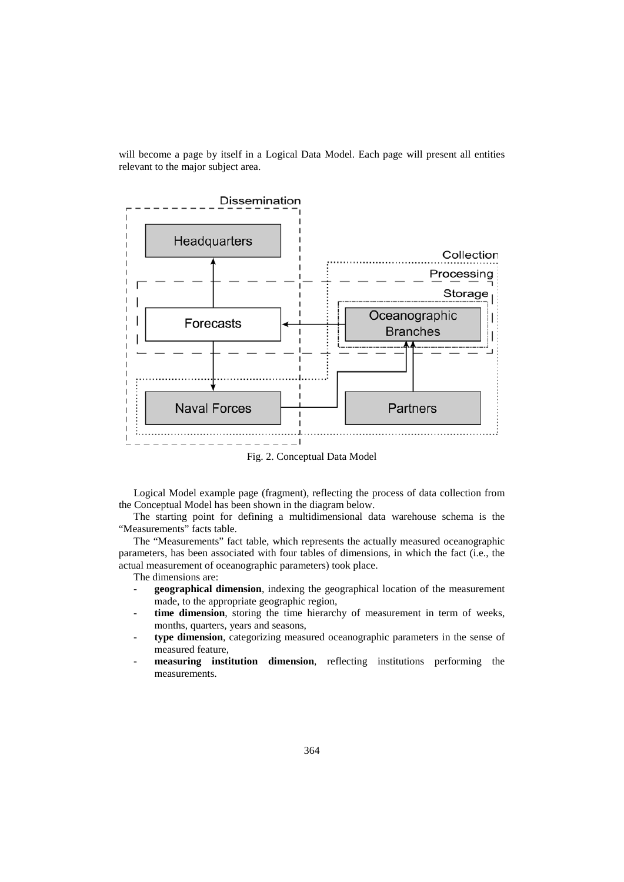will become a page by itself in a Logical Data Model. Each page will present all entities relevant to the major subject area.

Fig. 2. Conceptual Data Model

Logical Model example page (fragment), reflecting the process of data collection from the Conceptual Model has been shown in the diagram below.

The starting point for defining a multidimensional data warehouse schema is the "Measurements" facts table.

The "Measurements" fact table, which represents the actually measured oceanographic parameters, has been associated with four tables of dimensions, in which the fact (i.e., the actual measurement of oceanographic parameters) took place.

The dimensions are:

- **geographical dimension**, indexing the geographical location of the measurement made, to the appropriate geographic region,
- **time dimension**, storing the time hierarchy of measurement in term of weeks, months, quarters, years and seasons,
- **type dimension**, categorizing measured oceanographic parameters in the sense of measured feature,
- **measuring institution dimension**, reflecting institutions performing the measurements.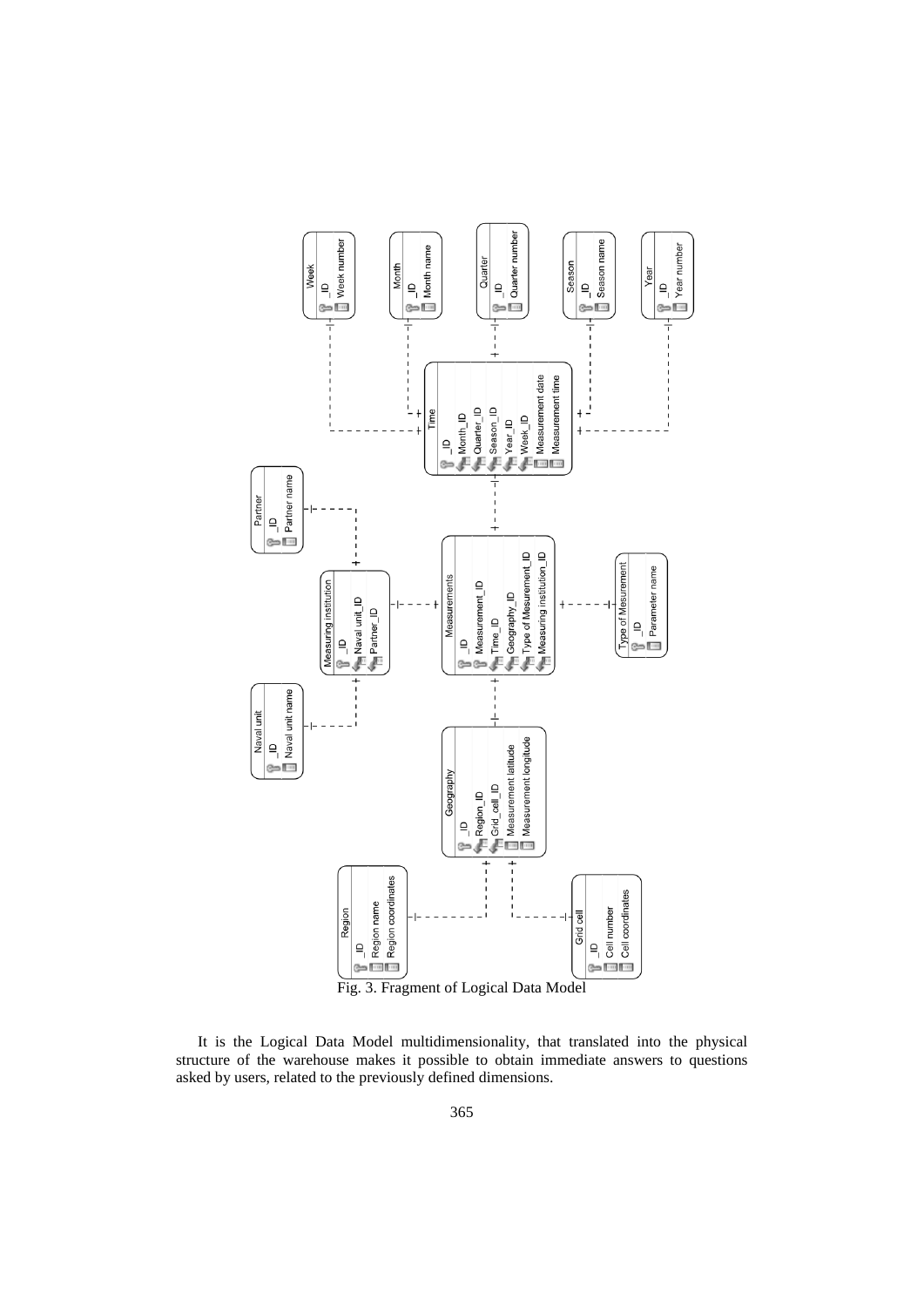Fig. 3. Fragment of Logical Data Model

It is the Logical Data Model multidimensionality, that translated into the physical structure of the warehouse makes it possible to obtain immediate answers to questions asked by users, related to the previously defined dimensions.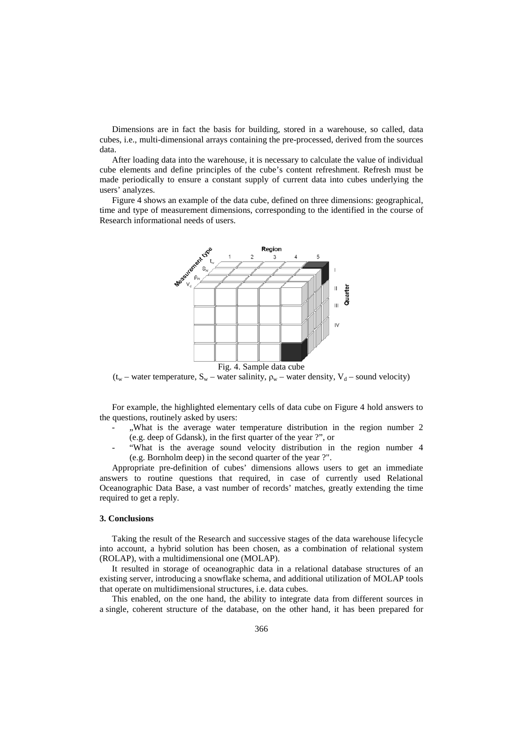Dimensions are in fact the basis for building, stored in a warehouse, so called, data cubes, i.e., multi-dimensional arrays containing the pre-processed, derived from the sources data.

After loading data into the warehouse, it is necessary to calculate the value of individual cube elements and define principles of the cube's content refreshment. Refresh must be made periodically to ensure a constant supply of current data into cubes underlying the users' analyzes.

Figure 4 shows an example of the data cube, defined on three dimensions: geographical, time and type of measurement dimensions, corresponding to the identified in the course of Research informational needs of users.

Fig. 4. Sample data cube

($t_w$ – water temperature, $S_w$ – water salinity, $\rho_w$ – water density, $V_d$ – sound velocity)

For example, the highlighted elementary cells of data cube on Figure 4 hold answers to the questions, routinely asked by users:

- „What is the average water temperature distribution in the region number 2 (e.g. deep of Gdansk), in the first quarter of the year ?", or
- "What is the average sound velocity distribution in the region number 4 (e.g. Bornholm deep) in the second quarter of the year ?".

Appropriate pre-definition of cubes' dimensions allows users to get an immediate answers to routine questions that required, in case of currently used Relational Oceanographic Data Base, a vast number of records' matches, greatly extending the time required to get a reply.

### 3. Conclusions

Taking the result of the Research and successive stages of the data warehouse lifecycle into account, a hybrid solution has been chosen, as a combination of relational system (ROLAP), with a multidimensional one (MOLAP).

It resulted in storage of oceanographic data in a relational database structures of an existing server, introducing a snowflake schema, and additional utilization of MOLAP tools that operate on multidimensional structures, i.e. data cubes.

This enabled, on the one hand, the ability to integrate data from different sources in a single, coherent structure of the database, on the other hand, it has been prepared for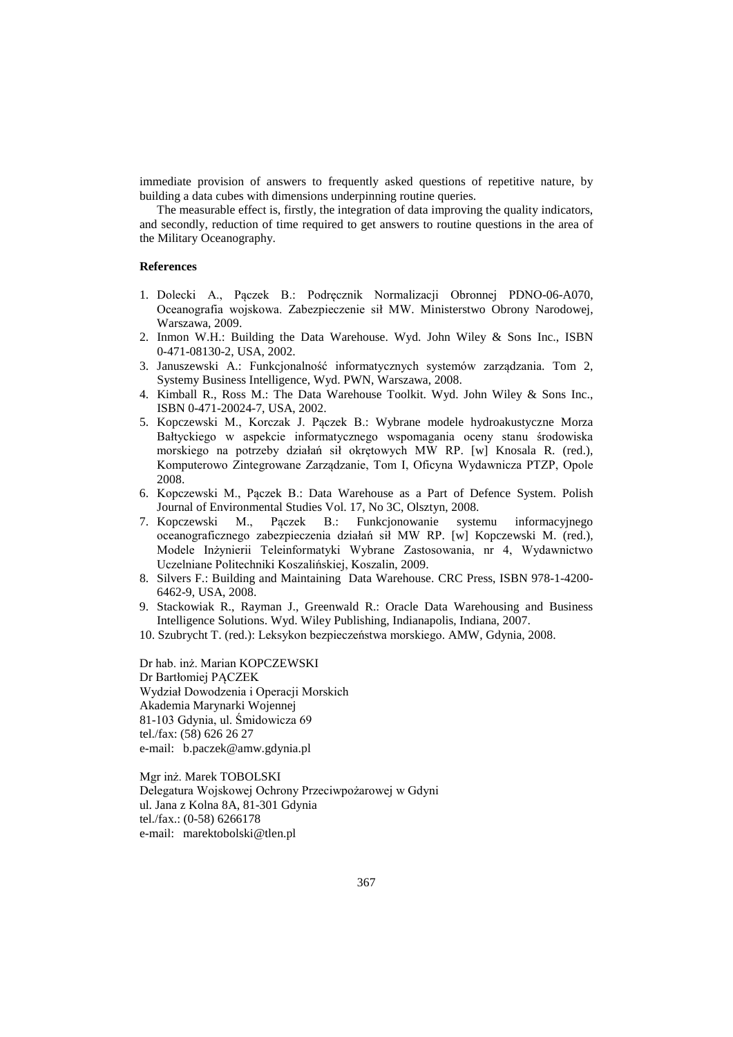immediate provision of answers to frequently asked questions of repetitive nature, by building a data cubes with dimensions underpinning routine queries.

The measurable effect is, firstly, the integration of data improving the quality indicators, and secondly, reduction of time required to get answers to routine questions in the area of the Military Oceanography.

**References**

1. Dolecki A., Pączek B.: Podręcznik Normalizacji Obronnej PDNO-06-A070, Oceanografia wojskowa. Zabezpieczenie sił MW. Ministerstwo Obrony Narodowej, Warszawa, 2009.
2. Inmon W.H.: Building the Data Warehouse. Wyd. John Wiley & Sons Inc., ISBN 0-471-08130-2, USA, 2002.
3. Januszewski A.: Funkcjonalność informatycznych systemów zarządzania. Tom 2, Systemy Business Intelligence, Wyd. PWN, Warszawa, 2008.
4. Kimball R., Ross M.: The Data Warehouse Toolkit. Wyd. John Wiley & Sons Inc., ISBN 0-471-20024-7, USA, 2002.
5. Kopczewski M., Korczak J. Pączek B.: Wybrane modele hydroakustyczne Morza Bałtyckiego w aspekcie informatycznego wspomagania oceny stanu środowiska morskiego na potrzeby działań sił okrętowych MW RP. [w] Knosala R. (red.), Komputerowo Zintegrowane Zarządzanie, Tom I, Oficyna Wydawnicza PTZP, Opole 2008.
6. Kopczewski M., Pączek B.: Data Warehouse as a Part of Defence System. Polish Journal of Environmental Studies Vol. 17, No 3C, Olsztyn, 2008.
7. Kopczewski M., Pączek B.: Funkcjonowanie systemu informacyjnego oceanograficznego zabezpieczenia działań sił MW RP. [w] Kopczewski M. (red.), Modele Inżynierii Teleinformatyki Wybrane Zastosowania, nr 4, Wydawnictwo Uczelniane Politechniki Koszalińskiej, Koszalin, 2009.
8. Silvers F.: Building and Maintaining Data Warehouse. CRC Press, ISBN 978-1-4200-6462-9, USA, 2008.
9. Stackowiak R., Rayman J., Greenwald R.: Oracle Data Warehousing and Business Intelligence Solutions. Wyd. Wiley Publishing, Indianapolis, Indiana, 2007.
10. Szubrycht T. (red.): Leksykon bezpieczeństwa morskiego. AMW, Gdynia, 2008.

Dr hab. inż. Marian KOPCZEWSKI
Dr Bartłomiej PĄCZEK
Wydział Dowodzenia i Operacji Morskich
Akademia Marynarki Wojennej
81-103 Gdynia, ul. Śmidowicza 69
tel./fax: (58) 626 26 27
e-mail: b.paczek@amw.gdynia.pl

Mgr inż. Marek TOBOLSKI
Delegatura Wojskowej Ochrony Przeciwpożarowej w Gdyni
ul. Jana z Kolna 8A, 81-301 Gdynia
tel./fax.: (0-58) 6266178
e-mail: marektobolski@tlen.pl